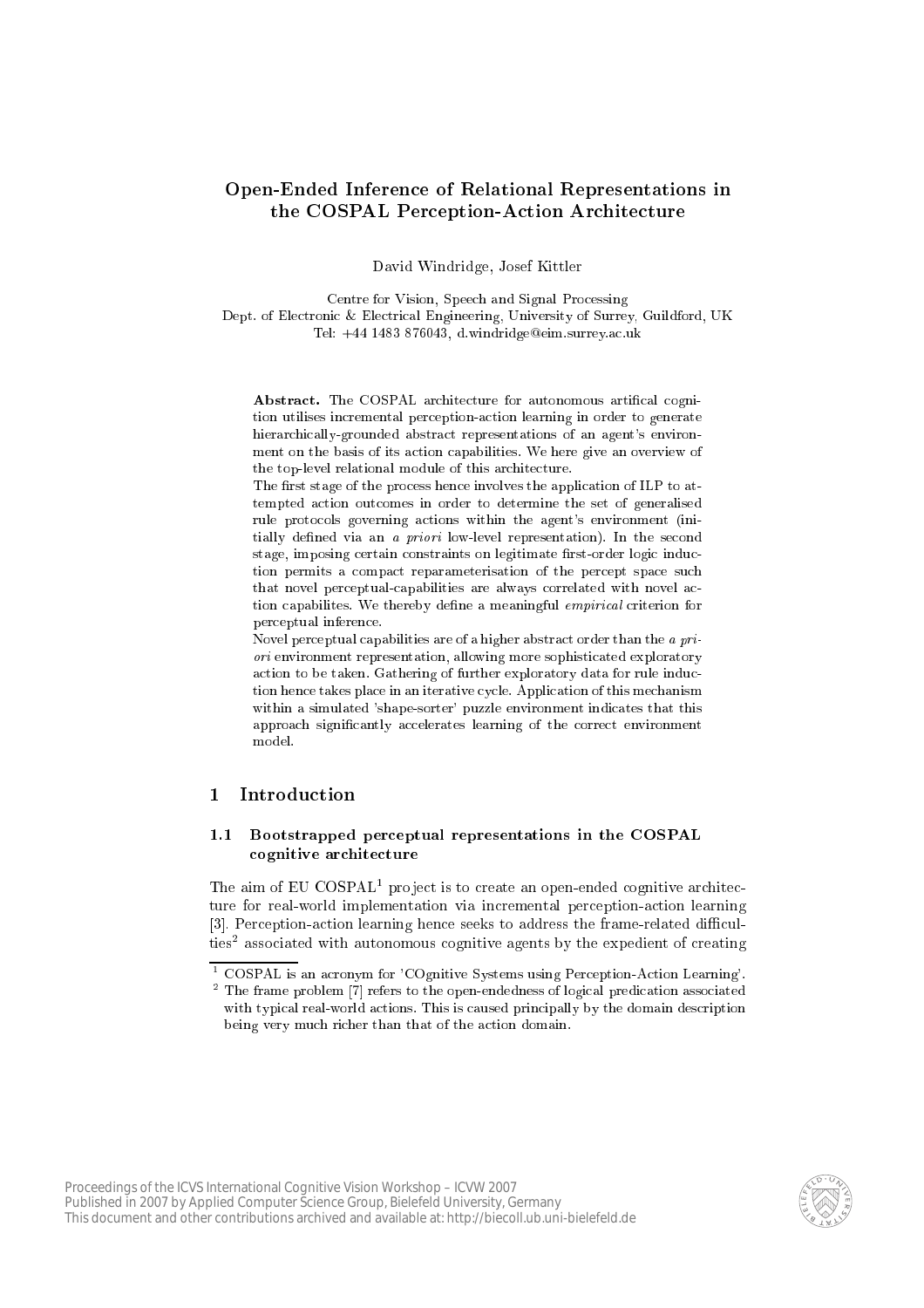# Open-Ended Inference of Relational Representations in the COSPAL Perception-Action Architecture

David Windridge, Josef Kittler

Centre for Vision, Speech and Signal Processing
Dept. of Electronic & Electrical Engineering, University of Surrey, Guildford, UK
Tel: +44 1483 876043, d.windridge@eim.surrey.ac.uk

**Abstract.** The COSPAL architecture for autonomous artifical cognition utilises incremental perception-action learning in order to generate hierarchically-grounded abstract representations of an agent's environment on the basis of its action capabilities. We here give an overview of the top-level relational module of this architecture.
The first stage of the process hence involves the application of ILP to attempted action outcomes in order to determine the set of generalised rule protocols governing actions within the agent's environment (initially defined via an *a priori* low-level representation). In the second stage, imposing certain constraints on legitimate first-order logic induction permits a compact reparameterisation of the percept space such that novel perceptual-capabilities are always correlated with novel action capabilites. We thereby define a meaningful *empirical* criterion for perceptual inference.
Novel perceptual capabilities are of a higher abstract order than the *a priori* environment representation, allowing more sophisticated exploratory action to be taken. Gathering of further exploratory data for rule induction hence takes place in an iterative cycle. Application of this mechanism within a simulated 'shape-sorter' puzzle environment indicates that this approach significantly accelerates learning of the correct environment model.

## 1 Introduction

### 1.1 Bootstrapped perceptual representations in the COSPAL cognitive architecture

The aim of EU COSPAL[1] project is to create an open-ended cognitive architecture for real-world implementation via incremental perception-action learning [3]. Perception-action learning hence seeks to address the frame-related difficulties[2] associated with autonomous cognitive agents by the expedient of creating

[1] COSPAL is an acronym for 'COgnitive Systems using Perception-Action Learning'.

[2] The frame problem [7] refers to the open-endedness of logical predication associated with typical real-world actions. This is caused principally by the domain description being very much richer than that of the action domain.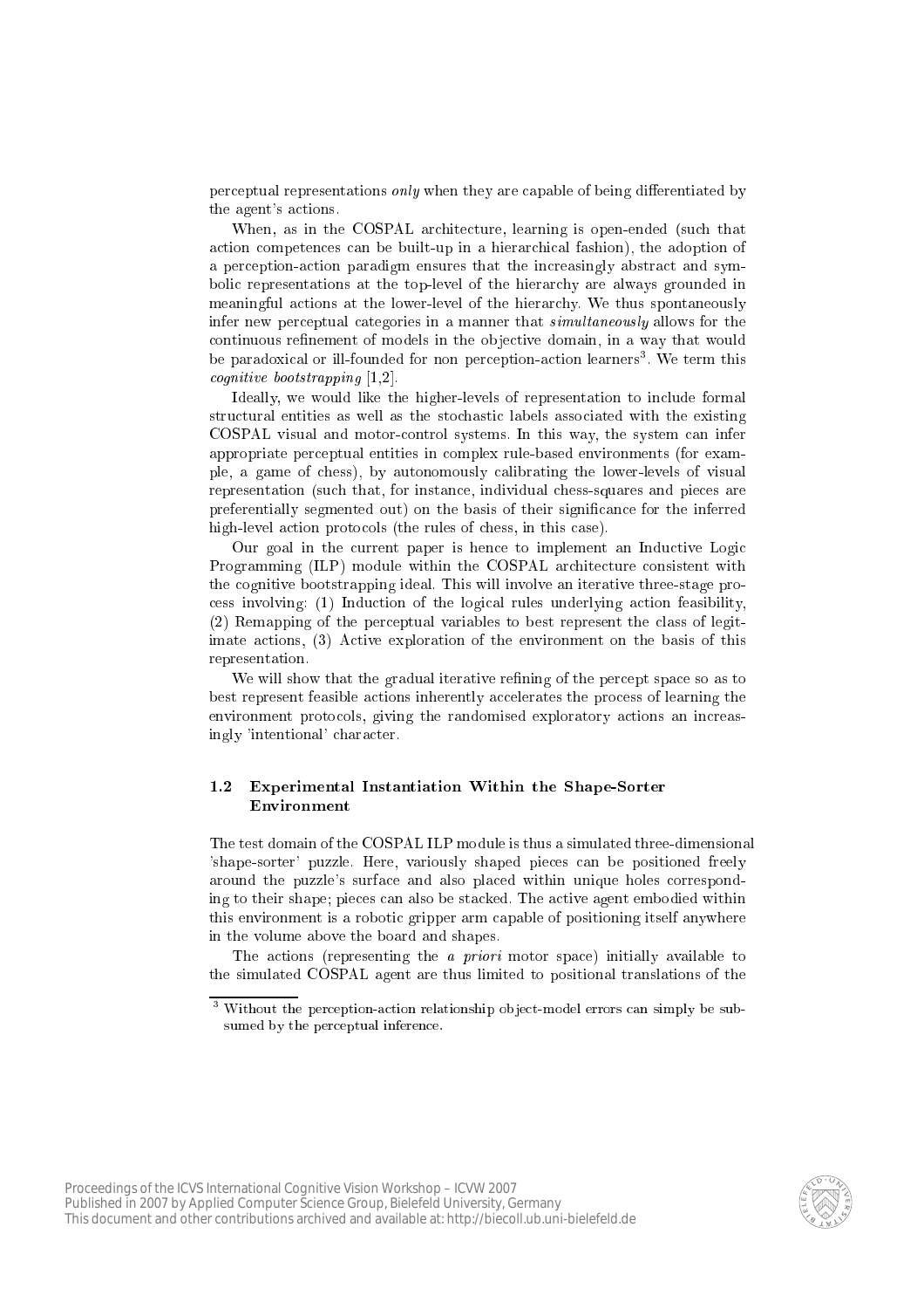perceptual representations *only* when they are capable of being differentiated by the agent's actions.

When, as in the COSPAL architecture, learning is open-ended (such that action competences can be built-up in a hierarchical fashion), the adoption of a perception-action paradigm ensures that the increasingly abstract and symbolic representations at the top-level of the hierarchy are always grounded in meaningful actions at the lower-level of the hierarchy. We thus spontaneously infer new perceptual categories in a manner that *simultaneously* allows for the continuous refinement of models in the objective domain, in a way that would be paradoxical or ill-founded for non perception-action learners[3]. We term this *cognitive bootstrapping* [1,2].

Ideally, we would like the higher-levels of representation to include formal structural entities as well as the stochastic labels associated with the existing COSPAL visual and motor-control systems. In this way, the system can infer appropriate perceptual entities in complex rule-based environments (for example, a game of chess), by autonomously calibrating the lower-levels of visual representation (such that, for instance, individual chess-squares and pieces are preferentially segmented out) on the basis of their significance for the inferred high-level action protocols (the rules of chess, in this case).

Our goal in the current paper is hence to implement an Inductive Logic Programming (ILP) module within the COSPAL architecture consistent with the cognitive bootstrapping ideal. This will involve an iterative three-stage process involving: (1) Induction of the logical rules underlying action feasibility, (2) Remapping of the perceptual variables to best represent the class of legitimate actions, (3) Active exploration of the environment on the basis of this representation.

We will show that the gradual iterative refining of the percept space so as to best represent feasible actions inherently accelerates the process of learning the environment protocols, giving the randomised exploratory actions an increasingly 'intentional' character.

### 1.2 Experimental Instantiation Within the Shape-Sorter Environment

The test domain of the COSPAL ILP module is thus a simulated three-dimensional 'shape-sorter' puzzle. Here, variously shaped pieces can be positioned freely around the puzzle's surface and also placed within unique holes corresponding to their shape; pieces can also be stacked. The active agent embodied within this environment is a robotic gripper arm capable of positioning itself anywhere in the volume above the board and shapes.

The actions (representing the *a priori* motor space) initially available to the simulated COSPAL agent are thus limited to positional translations of the

[3] Without the perception-action relationship object-model errors can simply be subsumed by the perceptual inference.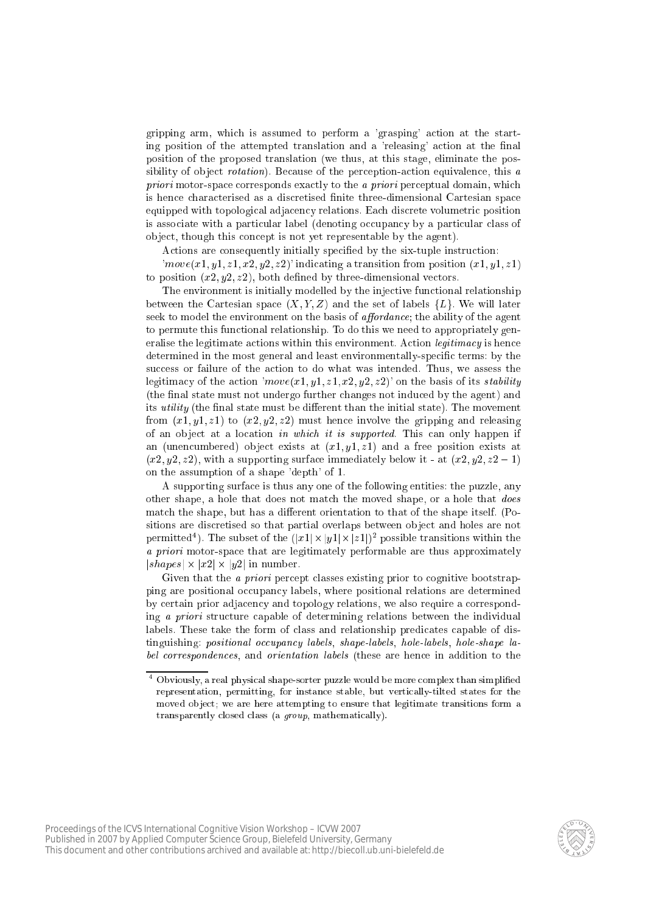gripping arm, which is assumed to perform a 'grasping' action at the starting position of the attempted translation and a 'releasing' action at the final position of the proposed translation (we thus, at this stage, eliminate the possibility of object *rotation*). Because of the perception-action equivalence, this *a priori* motor-space corresponds exactly to the *a priori* perceptual domain, which is hence characterised as a discretised finite three-dimensional Cartesian space equipped with topological adjacency relations. Each discrete volumetric position is associate with a particular label (denoting occupancy by a particular class of object, though this concept is not yet representable by the agent).

Actions are consequently initially specified by the six-tuple instruction:

'$move(x1, y1, z1, x2, y2, z2)$' indicating a transition from position $(x1, y1, z1)$ to position $(x2, y2, z2)$, both defined by three-dimensional vectors.

The environment is initially modelled by the injective functional relationship between the Cartesian space $(X, Y, Z)$ and the set of labels $\{L\}$. We will later seek to model the environment on the basis of *affordance*; the ability of the agent to permute this functional relationship. To do this we need to appropriately generalise the legitimate actions within this environment. Action *legitimacy* is hence determined in the most general and least environmentally-specific terms: by the success or failure of the action to do what was intended. Thus, we assess the legitimacy of the action '$move(x1, y1, z1, x2, y2, z2)$' on the basis of its *stability* (the final state must not undergo further changes not induced by the agent) and its *utility* (the final state must be different than the initial state). The movement from $(x1, y1, z1)$ to $(x2, y2, z2)$ must hence involve the gripping and releasing of an object at a location *in which it is supported*. This can only happen if an (unencumbered) object exists at $(x1, y1, z1)$ and a free position exists at $(x2, y2, z2)$, with a supporting surface immediately below it - at $(x2, y2, z2 - 1)$ on the assumption of a shape 'depth' of 1.

A supporting surface is thus any one of the following entities: the puzzle, any other shape, a hole that does not match the moved shape, or a hole that *does* match the shape, but has a different orientation to that of the shape itself. (Positions are discretised so that partial overlaps between object and holes are not permitted[4]). The subset of the $(|x1| \times |y1| \times |z1|)^2$ possible transitions within the *a priori* motor-space that are legitimately performable are thus approximately $|shapes| \times |x2| \times |y2|$ in number.

Given that the *a priori* percept classes existing prior to cognitive bootstrapping are positional occupancy labels, where positional relations are determined by certain prior adjacency and topology relations, we also require a corresponding *a priori* structure capable of determining relations between the individual labels. These take the form of class and relationship predicates capable of distinguishing: *positional occupancy labels*, *shape-labels*, *hole-labels*, *hole-shape label correspondences*, and *orientation labels* (these are hence in addition to the

[4] Obviously, a real physical shape-sorter puzzle would be more complex than simplified representation, permitting, for instance stable, but vertically-tilted states for the moved object; we are here attempting to ensure that legitimate transitions form a transparently closed class (a *group*, mathematically).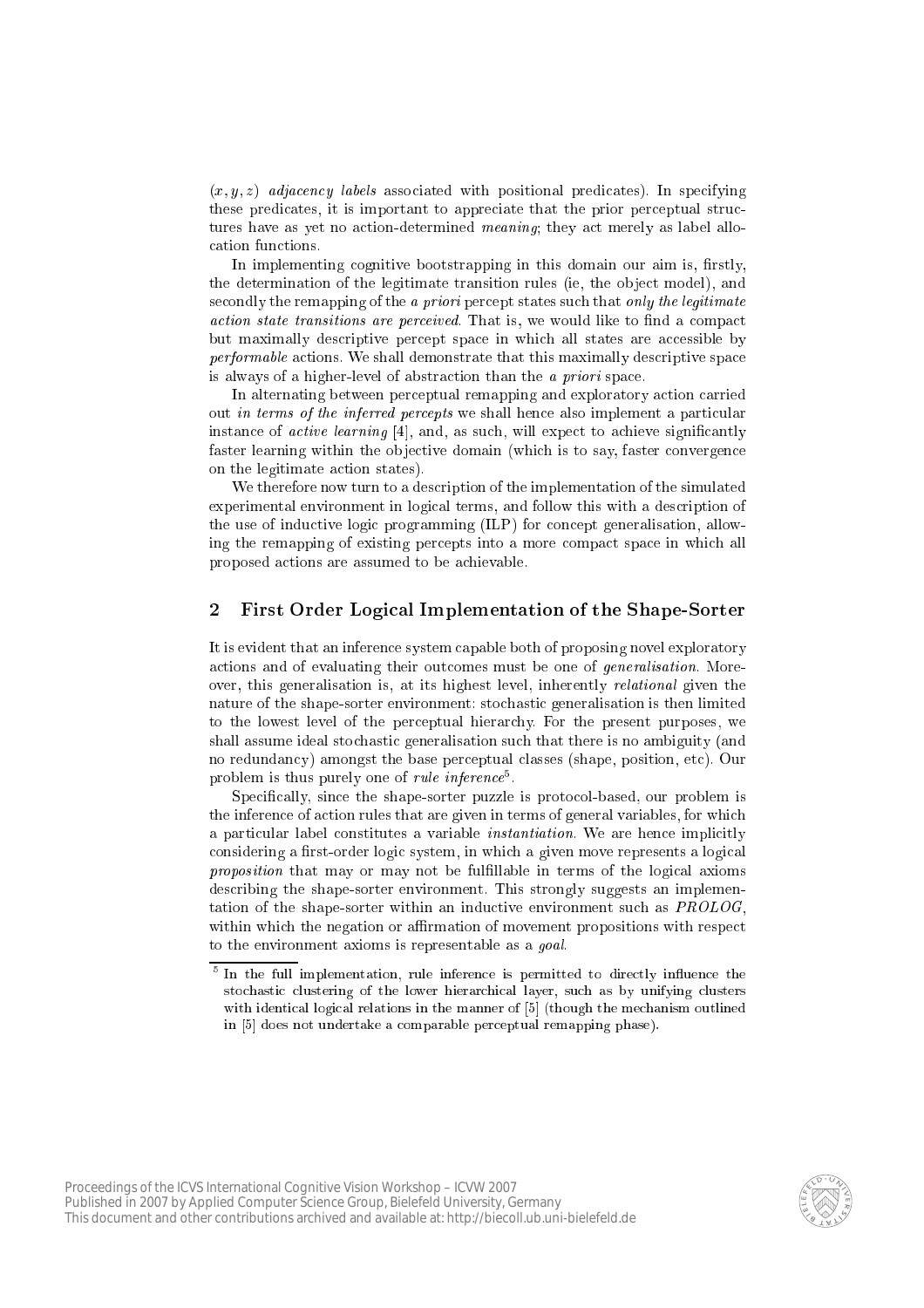$(x, y, z)$ *adjacency labels* associated with positional predicates). In specifying these predicates, it is important to appreciate that the prior perceptual structures have as yet no action-determined *meaning*; they act merely as label allocation functions.

In implementing cognitive bootstrapping in this domain our aim is, firstly, the determination of the legitimate transition rules (ie, the object model), and secondly the remapping of the *a priori* percept states such that *only the legitimate action state transitions are perceived*. That is, we would like to find a compact but maximally descriptive percept space in which all states are accessible by *performable* actions. We shall demonstrate that this maximally descriptive space is always of a higher-level of abstraction than the *a priori* space.

In alternating between perceptual remapping and exploratory action carried out *in terms of the inferred percepts* we shall hence also implement a particular instance of *active learning* [4], and, as such, will expect to achieve significantly faster learning within the objective domain (which is to say, faster convergence on the legitimate action states).

We therefore now turn to a description of the implementation of the simulated experimental environment in logical terms, and follow this with a description of the use of inductive logic programming (ILP) for concept generalisation, allowing the remapping of existing percepts into a more compact space in which all proposed actions are assumed to be achievable.

## 2 First Order Logical Implementation of the Shape-Sorter

It is evident that an inference system capable both of proposing novel exploratory actions and of evaluating their outcomes must be one of *generalisation*. Moreover, this generalisation is, at its highest level, inherently *relational* given the nature of the shape-sorter environment: stochastic generalisation is then limited to the lowest level of the perceptual hierarchy. For the present purposes, we shall assume ideal stochastic generalisation such that there is no ambiguity (and no redundancy) amongst the base perceptual classes (shape, position, etc). Our problem is thus purely one of *rule inference*[5].

Specifically, since the shape-sorter puzzle is protocol-based, our problem is the inference of action rules that are given in terms of general variables, for which a particular label constitutes a variable *instantiation*. We are hence implicitly considering a first-order logic system, in which a given move represents a logical *proposition* that may or may not be fulfillable in terms of the logical axioms describing the shape-sorter environment. This strongly suggests an implementation of the shape-sorter within an inductive environment such as *PROLOG*, within which the negation or affirmation of movement propositions with respect to the environment axioms is representable as a *goal*.

[5] In the full implementation, rule inference is permitted to directly influence the stochastic clustering of the lower hierarchical layer, such as by unifying clusters with identical logical relations in the manner of [5] (though the mechanism outlined in [5] does not undertake a comparable perceptual remapping phase).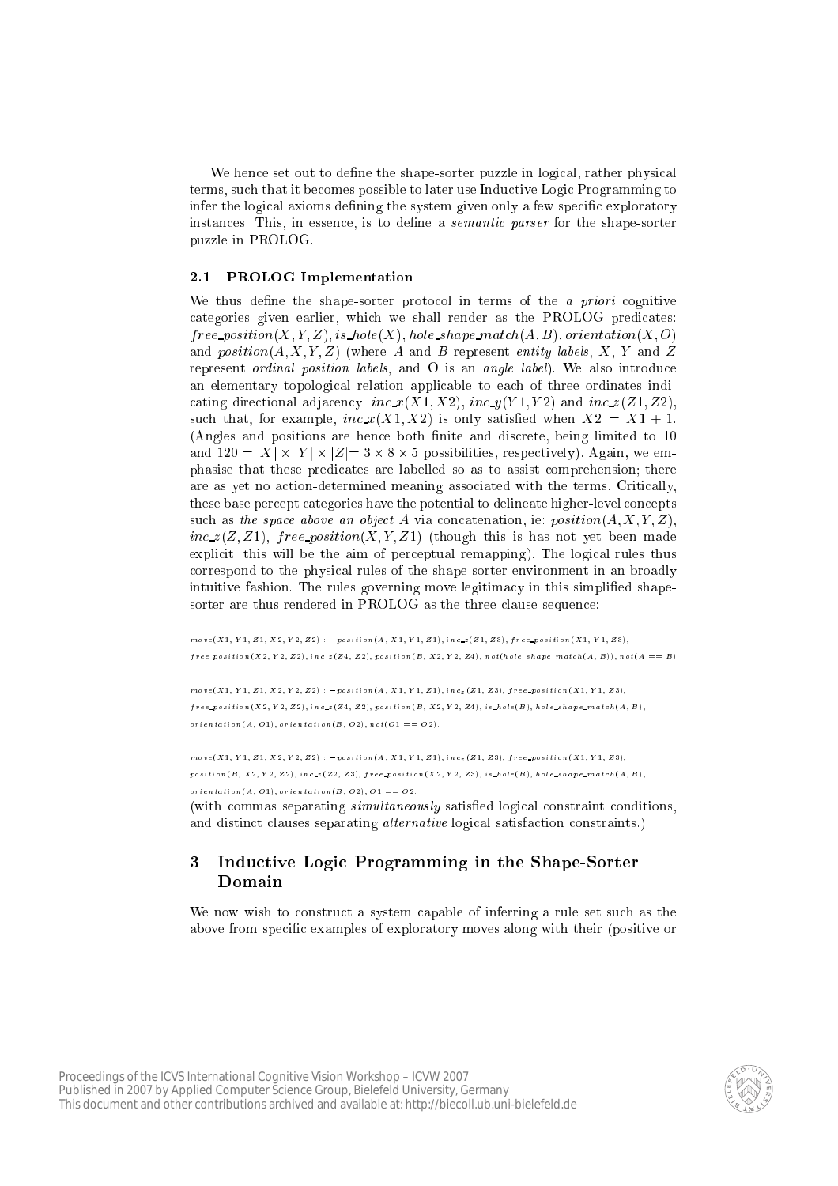We hence set out to define the shape-sorter puzzle in logical, rather physical terms, such that it becomes possible to later use Inductive Logic Programming to infer the logical axioms defining the system given only a few specific exploratory instances. This, in essence, is to define a *semantic parser* for the shape-sorter puzzle in PROLOG.

### 2.1 PROLOG Implementation

We thus define the shape-sorter protocol in terms of the *a priori* cognitive categories given earlier, which we shall render as the PROLOG predicates: $free\_position(X,Y,Z), is\_hole(X), hole\_shape\_match(A,B), orientation(X,O)$ and $position(A,X,Y,Z)$ (where $A$ and $B$ represent *entity labels*, $X$, $Y$ and $Z$ represent *ordinal position labels*, and O is an *angle label*). We also introduce an elementary topological relation applicable to each of three ordinates indicating directional adjacency: $inc\_x(X1,X2)$, $inc\_y(Y1,Y2)$ and $inc\_z(Z1,Z2)$, such that, for example, $inc\_x(X1,X2)$ is only satisfied when $X2 = X1+1$. (Angles and positions are hence both finite and discrete, being limited to 10 and $120 = |X| \times |Y| \times |Z| = 3 \times 8 \times 5$ possibilities, respectively). Again, we emphasise that these predicates are labelled so as to assist comprehension; there are as yet no action-determined meaning associated with the terms. Critically, these base percept categories have the potential to delineate higher-level concepts such as *the space above an object A* via concatenation, ie: $position(A,X,Y,Z)$, $inc\_z(Z,Z1)$, $free\_position(X,Y,Z1)$ (though this is has not yet been made explicit: this will be the aim of perceptual remapping). The logical rules thus correspond to the physical rules of the shape-sorter environment in an broadly intuitive fashion. The rules governing move legitimacy in this simplified shape-sorter are thus rendered in PROLOG as the three-clause sequence:

```
move(X1, Y1, Z1, X2, Y2, Z2) :- position(A, X1, Y1, Z1), inc_z(Z1, Z3), free_position(X1, Y1, Z3),
free_position(X2, Y2, Z2), inc_z(Z4, Z2), position(B, X2, Y2, Z4), not(hole_shape_match(A, B)), not(A == B).

move(X1, Y1, Z1, X2, Y2, Z2) :- position(A, X1, Y1, Z1), inc_z(Z1, Z3), free_position(X1, Y1, Z3),
free_position(X2, Y2, Z2), inc_z(Z4, Z2), position(B, X2, Y2, Z4), is_hole(B), hole_shape_match(A, B),
orientation(A, O1), orientation(B, O2), not(O1 == O2).

move(X1, Y1, Z1, X2, Y2, Z2) :- position(A, X1, Y1, Z1), inc_z(Z1, Z3), free_position(X1, Y1, Z3),
position(B, X2, Y2, Z2), inc_z(Z2, Z3), free_position(X2, Y2, Z3), is_hole(B), hole_shape_match(A, B),
orientation(A, O1), orientation(B, O2), O1 == O2.
```

(with commas separating *simultaneously* satisfied logical constraint conditions, and distinct clauses separating *alternative* logical satisfaction constraints.)

## 3 Inductive Logic Programming in the Shape-Sorter Domain

We now wish to construct a system capable of inferring a rule set such as the above from specific examples of exploratory moves along with their (positive or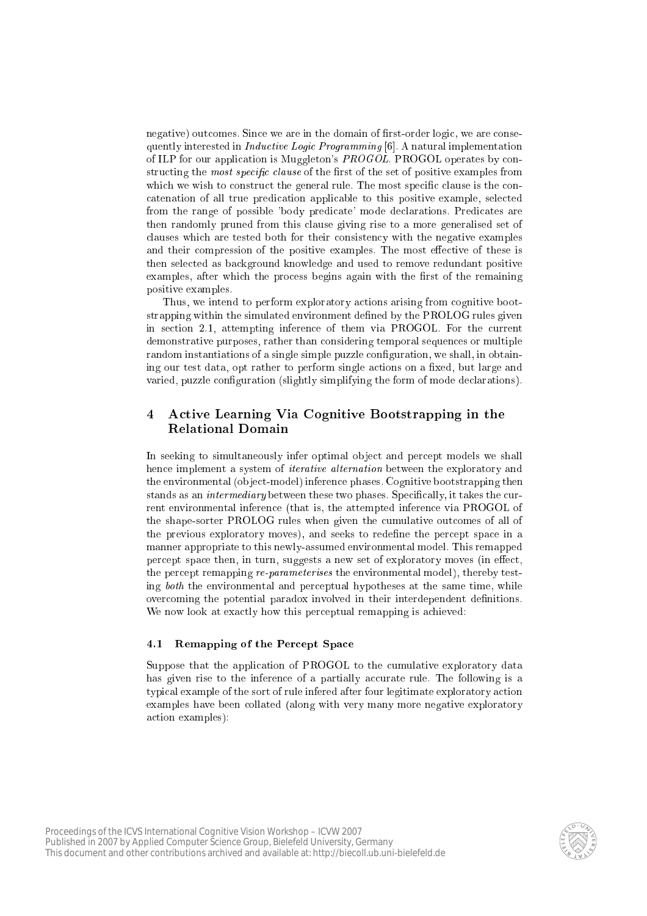negative) outcomes. Since we are in the domain of first-order logic, we are consequently interested in *Inductive Logic Programming* [6]. A natural implementation of ILP for our application is Muggleton's *PROGOL*. PROGOL operates by constructing the *most specific clause* of the first of the set of positive examples from which we wish to construct the general rule. The most specific clause is the concatenation of all true predication applicable to this positive example, selected from the range of possible 'body predicate' mode declarations. Predicates are then randomly pruned from this clause giving rise to a more generalised set of clauses which are tested both for their consistency with the negative examples and their compression of the positive examples. The most effective of these is then selected as background knowledge and used to remove redundant positive examples, after which the process begins again with the first of the remaining positive examples.

Thus, we intend to perform exploratory actions arising from cognitive bootstrapping within the simulated environment defined by the PROLOG rules given in section 2.1, attempting inference of them via PROGOL. For the current demonstrative purposes, rather than considering temporal sequences or multiple random instantiations of a single simple puzzle configuration, we shall, in obtaining our test data, opt rather to perform single actions on a fixed, but large and varied, puzzle configuration (slightly simplifying the form of mode declarations).

## 4 Active Learning Via Cognitive Bootstrapping in the Relational Domain

In seeking to simultaneously infer optimal object and percept models we shall hence implement a system of *iterative alternation* between the exploratory and the environmental (object-model) inference phases. Cognitive bootstrapping then stands as an *intermediary* between these two phases. Specifically, it takes the current environmental inference (that is, the attempted inference via PROGOL of the shape-sorter PROLOG rules when given the cumulative outcomes of all of the previous exploratory moves), and seeks to redefine the percept space in a manner appropriate to this newly-assumed environmental model. This remapped percept space then, in turn, suggests a new set of exploratory moves (in effect, the percept remapping *re-parameterises* the environmental model), thereby testing *both* the environmental and perceptual hypotheses at the same time, while overcoming the potential paradox involved in their interdependent definitions. We now look at exactly how this perceptual remapping is achieved:

### 4.1 Remapping of the Percept Space

Suppose that the application of PROGOL to the cumulative exploratory data has given rise to the inference of a partially accurate rule. The following is a typical example of the sort of rule infered after four legitimate exploratory action examples have been collated (along with very many more negative exploratory action examples):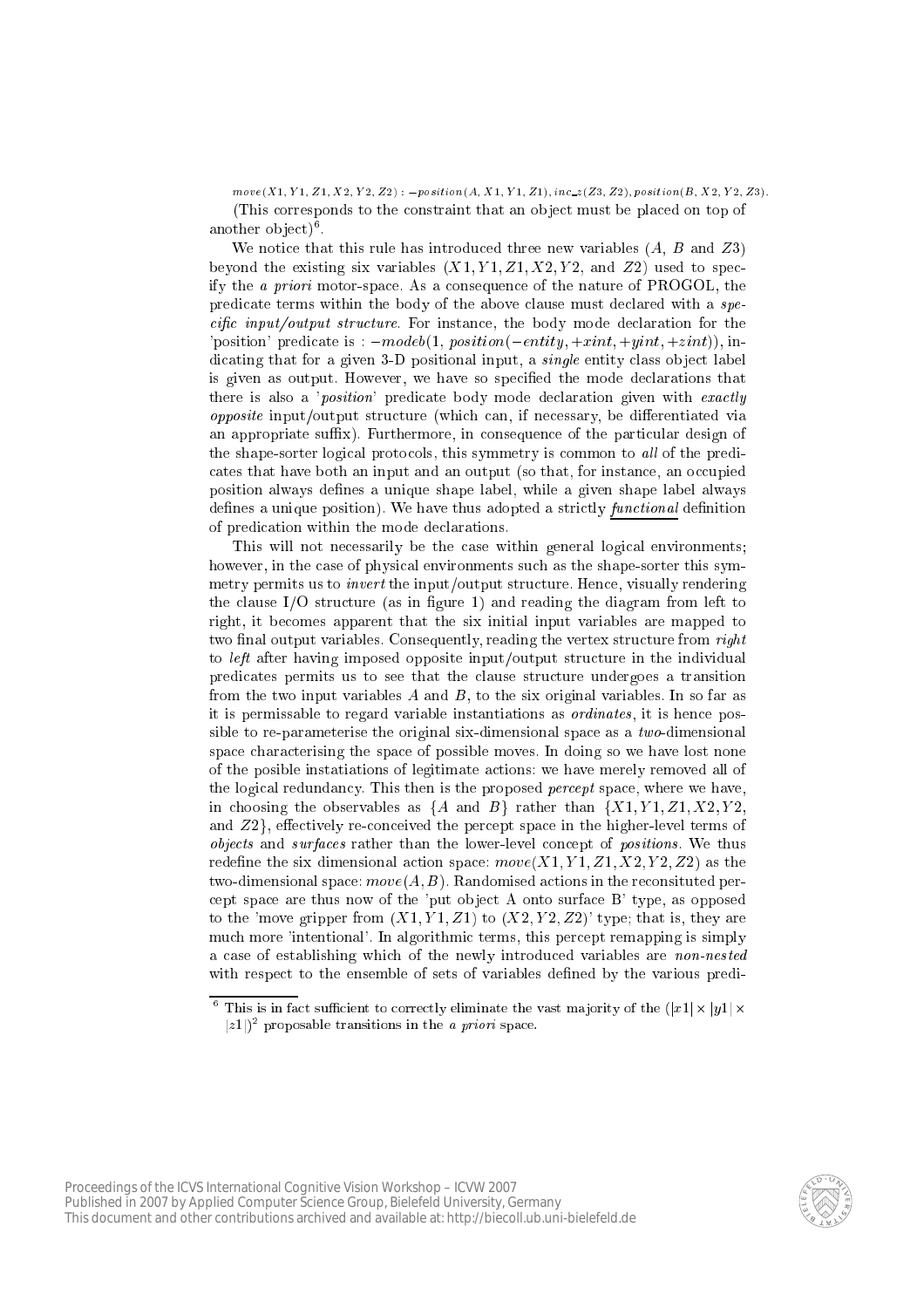$move(X1, Y1, Z1, X2, Y2, Z2) :- position(A, X1, Y1, Z1), inc\_z(Z3, Z2), position(B, X2, Y2, Z3).$

(This corresponds to the constraint that an object must be placed on top of another object)[6].

We notice that this rule has introduced three new variables ($A$, $B$ and $Z3$) beyond the existing six variables ($X1, Y1, Z1, X2, Y2,$ and $Z2$) used to specify the *a priori* motor-space. As a consequence of the nature of PROGOL, the predicate terms within the body of the above clause must declared with a *specific input/output structure*. For instance, the body mode declaration for the 'position' predicate is : $-modeb(1, position(-entity, +xint, +yint, +zint))$, indicating that for a given 3-D positional input, a *single* entity class object label is given as output. However, we have so specified the mode declarations that there is also a '*position*' predicate body mode declaration given with *exactly opposite* input/output structure (which can, if necessary, be differentiated via an appropriate suffix). Furthermore, in consequence of the particular design of the shape-sorter logical protocols, this symmetry is common to *all* of the predicates that have both an input and an output (so that, for instance, an occupied position always defines a unique shape label, while a given shape label always defines a unique position). We have thus adopted a strictly *functional* definition of predication within the mode declarations.

This will not necessarily be the case within general logical environments; however, in the case of physical environments such as the shape-sorter this symmetry permits us to *invert* the input/output structure. Hence, visually rendering the clause I/O structure (as in figure 1) and reading the diagram from left to right, it becomes apparent that the six initial input variables are mapped to two final output variables. Consequently, reading the vertex structure from *right* to *left* after having imposed opposite input/output structure in the individual predicates permits us to see that the clause structure undergoes a transition from the two input variables $A$ and $B$, to the six original variables. In so far as it is permissable to regard variable instantiations as *ordinates*, it is hence possible to re-parameterise the original six-dimensional space as a *two*-dimensional space characterising the space of possible moves. In doing so we have lost none of the posible instatiations of legitimate actions: we have merely removed all of the logical redundancy. This then is the proposed *percept* space, where we have, in choosing the observables as $\{A$ and $B\}$ rather than $\{X1, Y1, Z1, X2, Y2,$ and $Z2\}$, effectively re-conceived the percept space in the higher-level terms of *objects* and *surfaces* rather than the lower-level concept of *positions*. We thus redefine the six dimensional action space: $move(X1, Y1, Z1, X2, Y2, Z2)$ as the two-dimensional space: $move(A, B)$. Randomised actions in the reconsituted percept space are thus now of the 'put object A onto surface B' type, as opposed to the 'move gripper from $(X1, Y1, Z1)$ to $(X2, Y2, Z2)$' type; that is, they are much more 'intentional'. In algorithmic terms, this percept remapping is simply a case of establishing which of the newly introduced variables are *non-nested* with respect to the ensemble of sets of variables defined by the various predi-

[6] This is in fact sufficient to correctly eliminate the vast majority of the $(|x1| \times |y1| \times |z1|)^2$ proposable transitions in the *a priori* space.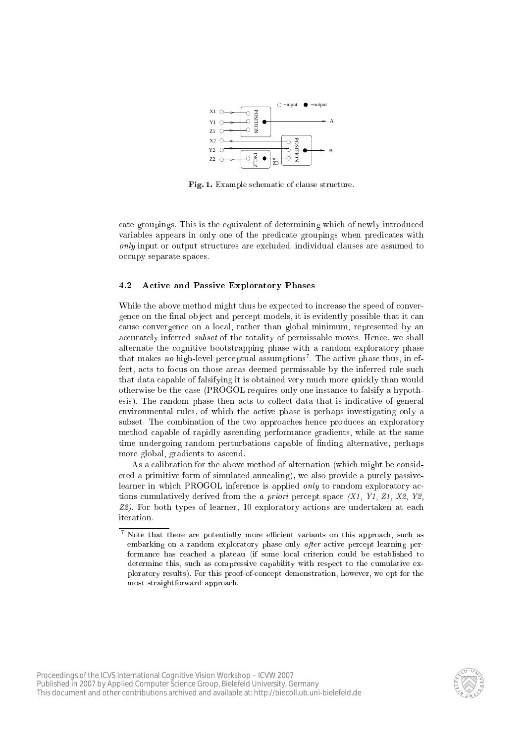**Fig. 1.** Example schematic of clause structure.

cate groupings. This is the equivalent of determining which of newly introduced variables appears in only one of the predicate groupings when predicates with *only* input or output structures are excluded: individual clauses are assumed to occupy separate spaces.

### 4.2 Active and Passive Exploratory Phases

While the above method might thus be expected to increase the speed of convergence on the final object and percept models, it is evidently possible that it can cause convergence on a local, rather than global minimum, represented by an accurately inferred *subset* of the totality of permissable moves. Hence, we shall alternate the cognitive bootstrapping phase with a random exploratory phase that makes *no* high-level perceptual assumptions[7]. The active phase thus, in effect, acts to focus on those areas deemed permissable by the inferred rule such that data capable of falsifying it is obtained very much more quickly than would otherwise be the case (PROGOL requires only one instance to falsify a hypothesis). The random phase then acts to collect data that is indicative of general environmental rules, of which the active phase is perhaps investigating only a subset. The combination of the two approaches hence produces an exploratory method capable of rapidly ascending performance gradients, while at the same time undergoing random perturbations capable of finding alternative, perhaps more global, gradients to ascend.

As a calibration for the above method of alternation (which might be considered a primitive form of simulated annealing), we also provide a purely passive-learner in which PROGOL inference is applied *only* to random exploratory actions cumulatively derived from the *a priori* percept space *(X1, Y1, Z1, X2, Y2, Z2)*. For both types of learner, 10 exploratory actions are undertaken at each iteration.

[7] Note that there are potentially more efficient variants on this approach, such as embarking on a random exploratory phase only *after* active percept learning performance has reached a plateau (if some local criterion could be established to determine this, such as compressive capability with respect to the cumulative exploratory results). For this proof-of-concept demonstration, however, we opt for the most straightforward approach.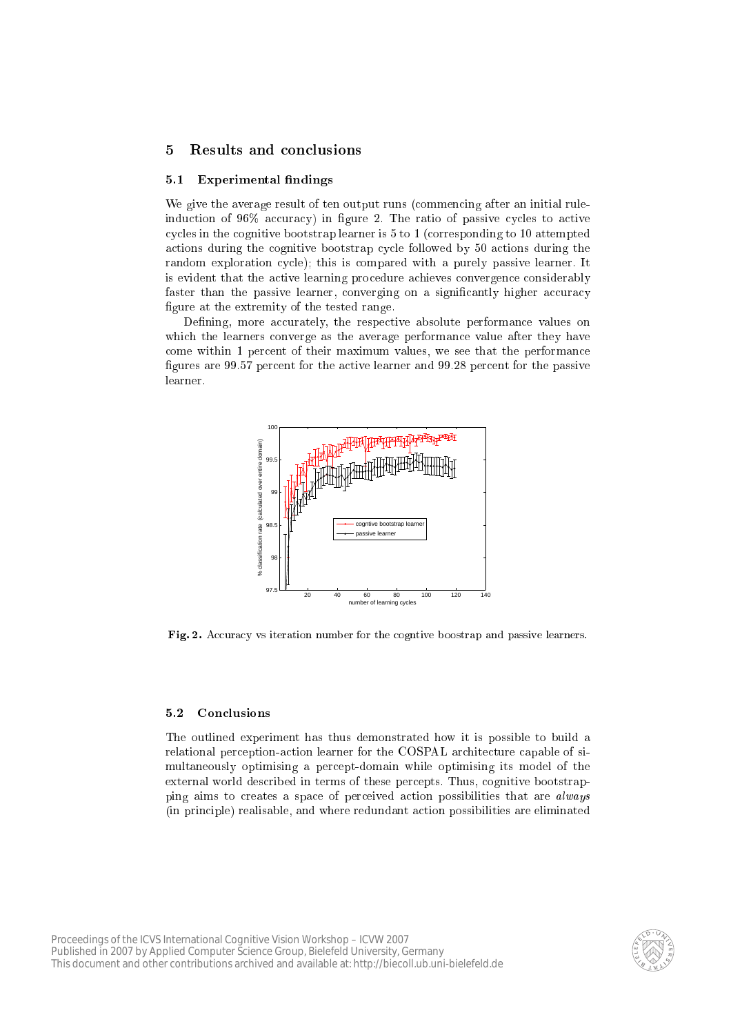## 5 Results and conclusions

### 5.1 Experimental findings

We give the average result of ten output runs (commencing after an initial rule-induction of 96% accuracy) in figure 2. The ratio of passive cycles to active cycles in the cognitive bootstrap learner is 5 to 1 (corresponding to 10 attempted actions during the cognitive bootstrap cycle followed by 50 actions during the random exploration cycle); this is compared with a purely passive learner. It is evident that the active learning procedure achieves convergence considerably faster than the passive learner, converging on a significantly higher accuracy figure at the extremity of the tested range.

Defining, more accurately, the respective absolute performance values on which the learners converge as the average performance value after they have come within 1 percent of their maximum values, we see that the performance figures are 99.57 percent for the active learner and 99.28 percent for the passive learner.

**Fig. 2.** Accuracy vs iteration number for the cogntive boostrap and passive learners.

### 5.2 Conclusions

The outlined experiment has thus demonstrated how it is possible to build a relational perception-action learner for the COSPAL architecture capable of simultaneously optimising a percept-domain while optimising its model of the external world described in terms of these percepts. Thus, cognitive bootstrapping aims to creates a space of perceived action possibilities that are *always* (in principle) realisable, and where redundant action possibilities are eliminated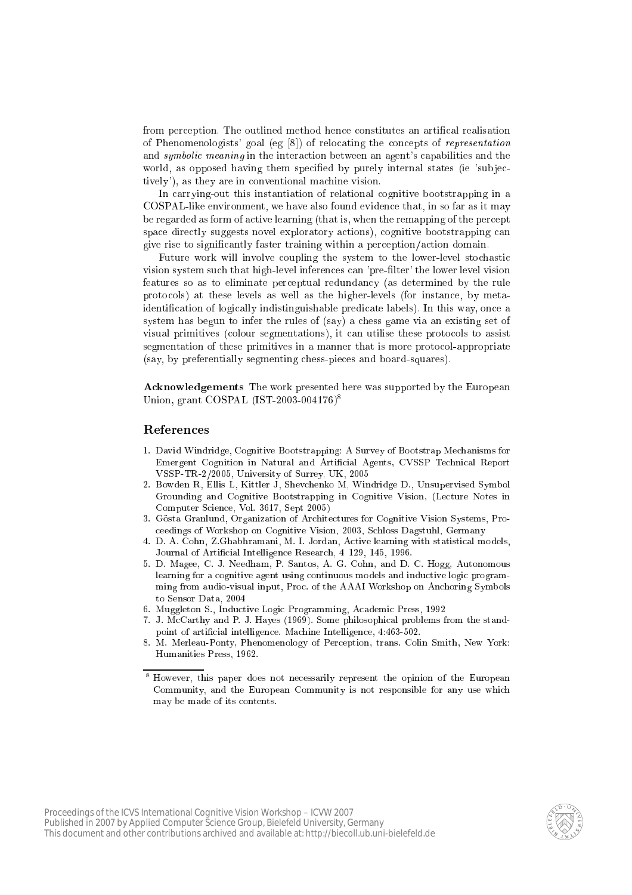from perception. The outlined method hence constitutes an artifical realisation of Phenomenologists' goal (eg [8]) of relocating the concepts of *representation* and *symbolic meaning* in the interaction between an agent's capabilities and the world, as opposed having them specified by purely internal states (ie 'subjectively'), as they are in conventional machine vision.

In carrying-out this instantiation of relational cognitive bootstrapping in a COSPAL-like environment, we have also found evidence that, in so far as it may be regarded as form of active learning (that is, when the remapping of the percept space directly suggests novel exploratory actions), cognitive bootstrapping can give rise to significantly faster training within a perception/action domain.

Future work will involve coupling the system to the lower-level stochastic vision system such that high-level inferences can 'pre-filter' the lower level vision features so as to eliminate perceptual redundancy (as determined by the rule protocols) at these levels as well as the higher-levels (for instance, by meta-identification of logically indistinguishable predicate labels). In this way, once a system has begun to infer the rules of (say) a chess game via an existing set of visual primitives (colour segmentations), it can utilise these protocols to assist segmentation of these primitives in a manner that is more protocol-appropriate (say, by preferentially segmenting chess-pieces and board-squares).

**Acknowledgements** The work presented here was supported by the European Union, grant COSPAL (IST-2003-004176)[8]

## References

1. David Windridge, Cognitive Bootstrapping: A Survey of Bootstrap Mechanisms for Emergent Cognition in Natural and Artificial Agents, CVSSP Technical Report VSSP-TR-2/2005, University of Surrey, UK, 2005
2. Bowden R, Ellis L, Kittler J, Shevchenko M, Windridge D., Unsupervised Symbol Grounding and Cognitive Bootstrapping in Cognitive Vision, (Lecture Notes in Computer Science, Vol. 3617, Sept 2005)
3. Gösta Granlund, Organization of Architectures for Cognitive Vision Systems, Proceedings of Workshop on Cognitive Vision, 2003, Schloss Dagstuhl, Germany
4. D. A. Cohn, Z.Ghabhramani, M. I. Jordan, Active learning with statistical models, Journal of Artificial Intelligence Research, 4 129, 145, 1996.
5. D. Magee, C. J. Needham, P. Santos, A. G. Cohn, and D. C. Hogg, Autonomous learning for a cognitive agent using continuous models and inductive logic programming from audio-visual input, Proc. of the AAAI Workshop on Anchoring Symbols to Sensor Data, 2004
6. Muggleton S., Inductive Logic Programming, Academic Press, 1992
7. J. McCarthy and P. J. Hayes (1969). Some philosophical problems from the standpoint of artificial intelligence. Machine Intelligence, 4:463-502.
8. M. Merleau-Ponty, Phenomenology of Perception, trans. Colin Smith, New York: Humanities Press, 1962.

[8] However, this paper does not necessarily represent the opinion of the European Community, and the European Community is not responsible for any use which may be made of its contents.